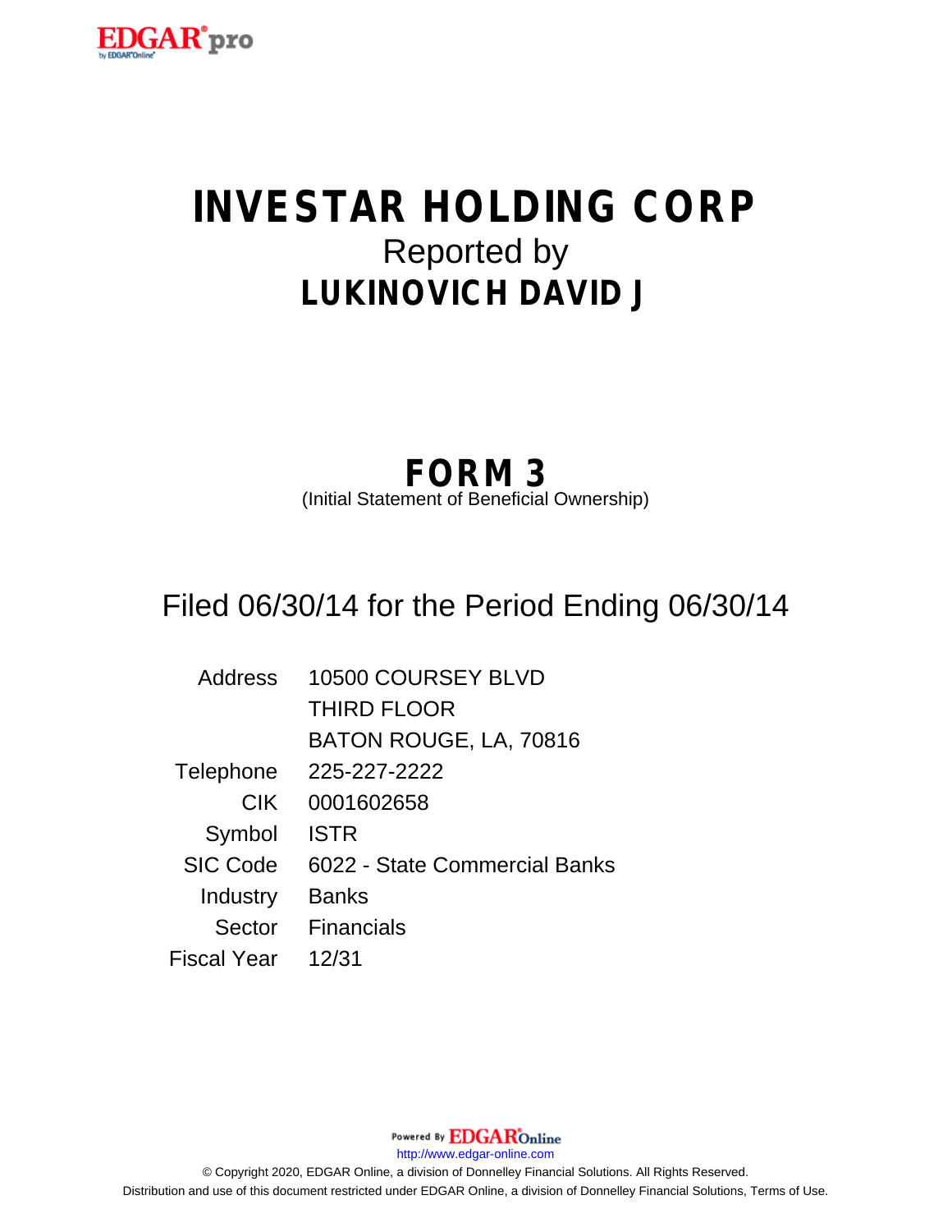# INVESTAR HOLDING CORP

Reported by

## LUKINOVICH DAVID J

## FORM 3

(Initial Statement of Beneficial Ownership)

Filed 06/30/14 for the Period Ending 06/30/14

| | |
|---|---|
| Address | 10500 COURSEY BLVD<br>THIRD FLOOR<br>BATON ROUGE, LA, 70816 |
| Telephone | 225-227-2222 |
| CIK | 0001602658 |
| Symbol | ISTR |
| SIC Code | 6022 - State Commercial Banks |
| Industry | Banks |
| Sector | Financials |
| Fiscal Year | 12/31 |

Powered By EDGAR Online

http://www.edgar-online.com

© Copyright 2020, EDGAR Online, a division of Donnelley Financial Solutions. All Rights Reserved.
Distribution and use of this document restricted under EDGAR Online, a division of Donnelley Financial Solutions, Terms of Use.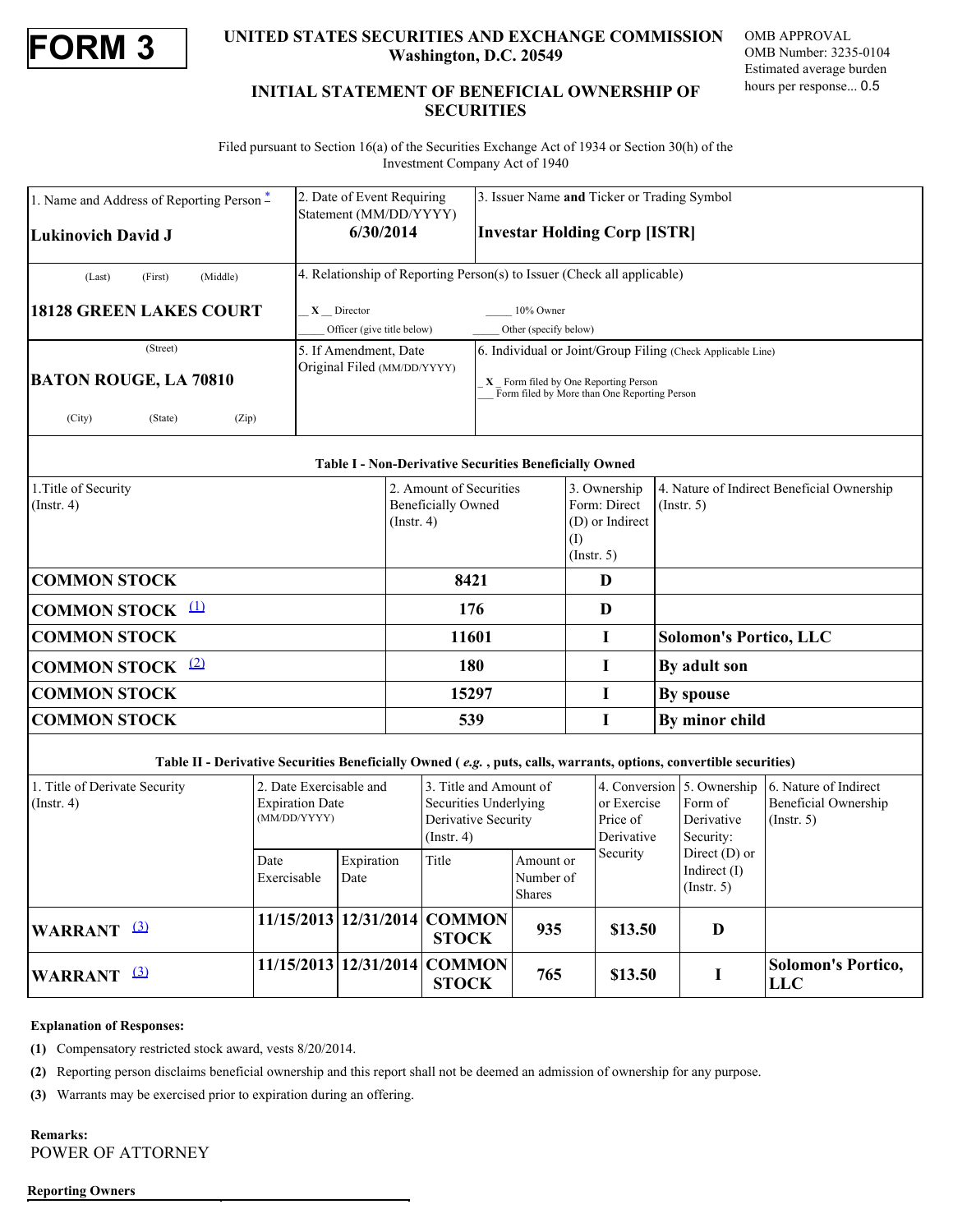# FORM 3

**UNITED STATES SECURITIES AND EXCHANGE COMMISSION**
**Washington, D.C. 20549**

OMB APPROVAL
OMB Number: 3235-0104
Estimated average burden hours per response... 0.5

## INITIAL STATEMENT OF BENEFICIAL OWNERSHIP OF SECURITIES

Filed pursuant to Section 16(a) of the Securities Exchange Act of 1934 or Section 30(h) of the Investment Company Act of 1940

| 1. Name and Address of Reporting Person * | 2. Date of Event Requiring Statement (MM/DD/YYYY) | 3. Issuer Name and Ticker or Trading Symbol |
|---|---|---|
| **Lukinovich David J** | **6/30/2014** | **Investar Holding Corp [ISTR]** |
| (Last) (First) (Middle) | 4. Relationship of Reporting Person(s) to Issuer (Check all applicable) | |
| **18128 GREEN LAKES COURT** | _X_ Director ___ 10% Owner ___ Officer (give title below) ___ Other (specify below) | |
| (Street) | 5. If Amendment, Date Original Filed (MM/DD/YYYY) | 6. Individual or Joint/Group Filing (Check Applicable Line) |
| **BATON ROUGE, LA 70810** | | _X_ Form filed by One Reporting Person ___ Form filed by More than One Reporting Person |
| (City) (State) (Zip) | | |

**Table I - Non-Derivative Securities Beneficially Owned**

| 1.Title of Security (Instr. 4) | 2. Amount of Securities Beneficially Owned (Instr. 4) | 3. Ownership Form: Direct (D) or Indirect (I) (Instr. 5) | 4. Nature of Indirect Beneficial Ownership (Instr. 5) |
|---|---|---|---|
| **COMMON STOCK** | **8421** | **D** | |
| **COMMON STOCK** (1) | **176** | **D** | |
| **COMMON STOCK** | **11601** | **I** | **Solomon's Portico, LLC** |
| **COMMON STOCK** (2) | **180** | **I** | **By adult son** |
| **COMMON STOCK** | **15297** | **I** | **By spouse** |
| **COMMON STOCK** | **539** | **I** | **By minor child** |

**Table II - Derivative Securities Beneficially Owned (*e.g.*, puts, calls, warrants, options, convertible securities)**

| 1. Title of Derivate Security (Instr. 4) | 2. Date Exercisable and Expiration Date (MM/DD/YYYY) | | 3. Title and Amount of Securities Underlying Derivative Security (Instr. 4) | | 4. Conversion or Exercise Price of Derivative Security | 5. Ownership Form of Derivative Security: Direct (D) or Indirect (I) (Instr. 5) | 6. Nature of Indirect Beneficial Ownership (Instr. 5) |
|---|---|---|---|---|---|---|---|
| | Date Exercisable | Expiration Date | Title | Amount or Number of Shares | | | |
| **WARRANT** (3) | **11/15/2013** | **12/31/2014** | **COMMON STOCK** | **935** | **$13.50** | **D** | |
| **WARRANT** (3) | **11/15/2013** | **12/31/2014** | **COMMON STOCK** | **765** | **$13.50** | **I** | **Solomon's Portico, LLC** |

**Explanation of Responses:**

**(1)** Compensatory restricted stock award, vests 8/20/2014.

**(2)** Reporting person disclaims beneficial ownership and this report shall not be deemed an admission of ownership for any purpose.

**(3)** Warrants may be exercised prior to expiration during an offering.

**Remarks:**
POWER OF ATTORNEY

**Reporting Owners**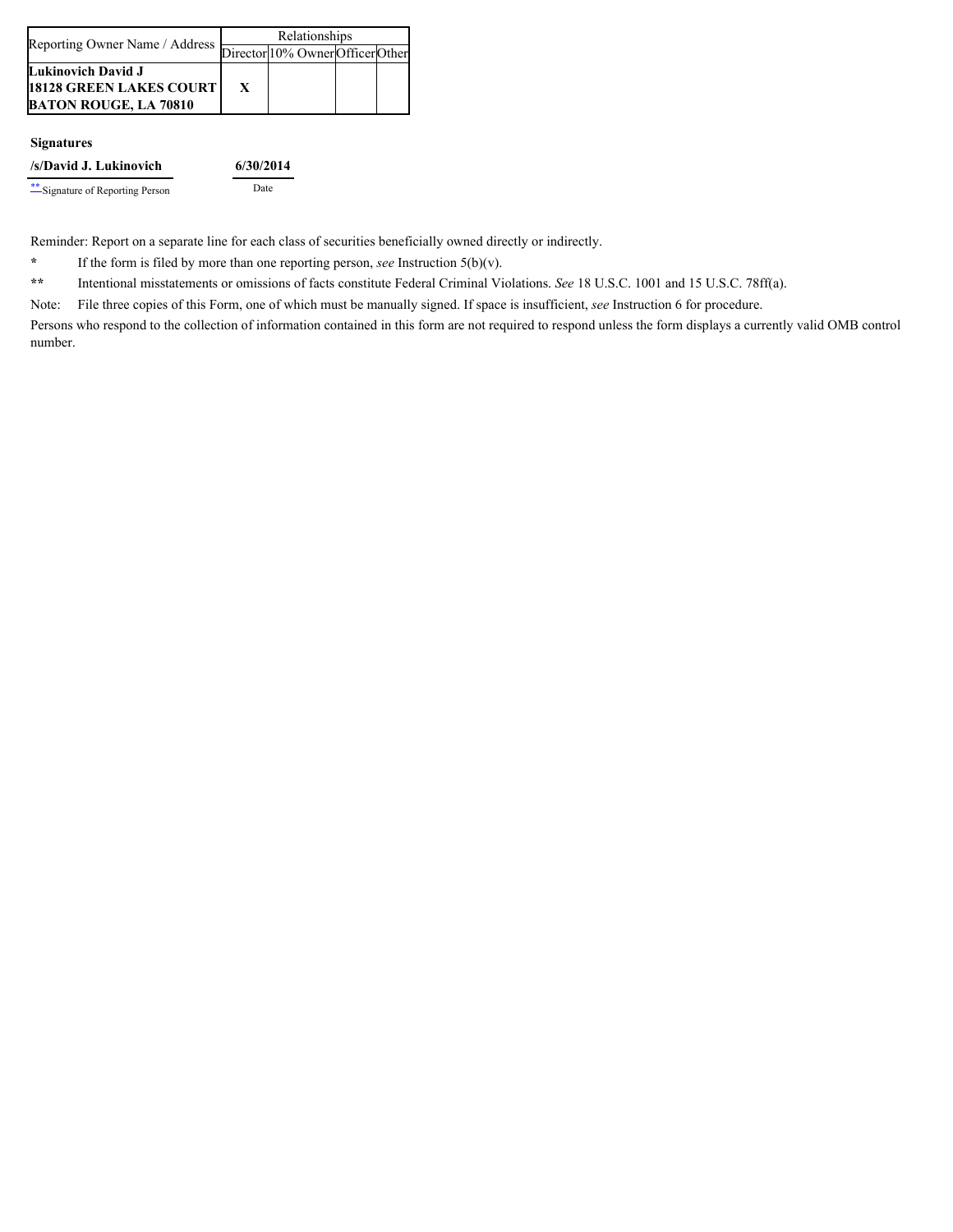| Reporting Owner Name / Address | Relationships | | | |
|---|---|---|---|---|
| | Director | 10% Owner | Officer | Other |
| **Lukinovich David J**<br>**18128 GREEN LAKES COURT**<br>**BATON ROUGE, LA 70810** | **X** | | | |

**Signatures**

| **/s/David J. Lukinovich** | **6/30/2014** |
|---|---|
| ** Signature of Reporting Person | Date |

Reminder: Report on a separate line for each class of securities beneficially owned directly or indirectly.

- \* If the form is filed by more than one reporting person, *see* Instruction 5(b)(v).
- \*\* Intentional misstatements or omissions of facts constitute Federal Criminal Violations. *See* 18 U.S.C. 1001 and 15 U.S.C. 78ff(a).

Note: File three copies of this Form, one of which must be manually signed. If space is insufficient, *see* Instruction 6 for procedure.

Persons who respond to the collection of information contained in this form are not required to respond unless the form displays a currently valid OMB control number.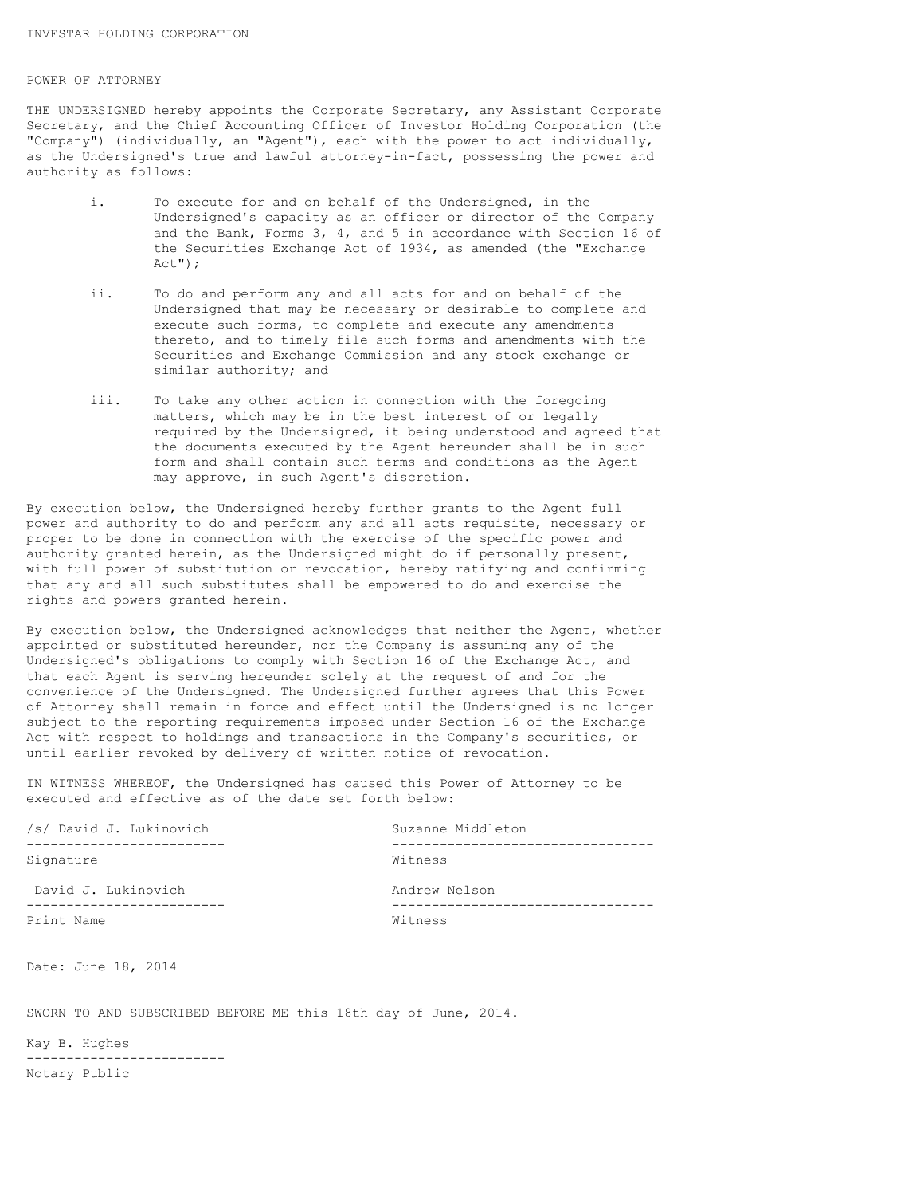INVESTAR HOLDING CORPORATION

POWER OF ATTORNEY

THE UNDERSIGNED hereby appoints the Corporate Secretary, any Assistant Corporate Secretary, and the Chief Accounting Officer of Investor Holding Corporation (the "Company") (individually, an "Agent"), each with the power to act individually, as the Undersigned's true and lawful attorney-in-fact, possessing the power and authority as follows:

i. To execute for and on behalf of the Undersigned, in the Undersigned's capacity as an officer or director of the Company and the Bank, Forms 3, 4, and 5 in accordance with Section 16 of the Securities Exchange Act of 1934, as amended (the "Exchange Act");

ii. To do and perform any and all acts for and on behalf of the Undersigned that may be necessary or desirable to complete and execute such forms, to complete and execute any amendments thereto, and to timely file such forms and amendments with the Securities and Exchange Commission and any stock exchange or similar authority; and

iii. To take any other action in connection with the foregoing matters, which may be in the best interest of or legally required by the Undersigned, it being understood and agreed that the documents executed by the Agent hereunder shall be in such form and shall contain such terms and conditions as the Agent may approve, in such Agent's discretion.

By execution below, the Undersigned hereby further grants to the Agent full power and authority to do and perform any and all acts requisite, necessary or proper to be done in connection with the exercise of the specific power and authority granted herein, as the Undersigned might do if personally present, with full power of substitution or revocation, hereby ratifying and confirming that any and all such substitutes shall be empowered to do and exercise the rights and powers granted herein.

By execution below, the Undersigned acknowledges that neither the Agent, whether appointed or substituted hereunder, nor the Company is assuming any of the Undersigned's obligations to comply with Section 16 of the Exchange Act, and that each Agent is serving hereunder solely at the request of and for the convenience of the Undersigned. The Undersigned further agrees that this Power of Attorney shall remain in force and effect until the Undersigned is no longer subject to the reporting requirements imposed under Section 16 of the Exchange Act with respect to holdings and transactions in the Company's securities, or until earlier revoked by delivery of written notice of revocation.

IN WITNESS WHEREOF, the Undersigned has caused this Power of Attorney to be executed and effective as of the date set forth below:

| | |
|---|---|
| /s/ David J. Lukinovich | Suzanne Middleton |
| Signature | Witness |
| David J. Lukinovich | Andrew Nelson |
| Print Name | Witness |

Date: June 18, 2014

SWORN TO AND SUBSCRIBED BEFORE ME this 18th day of June, 2014.

Kay B. Hughes

Notary Public